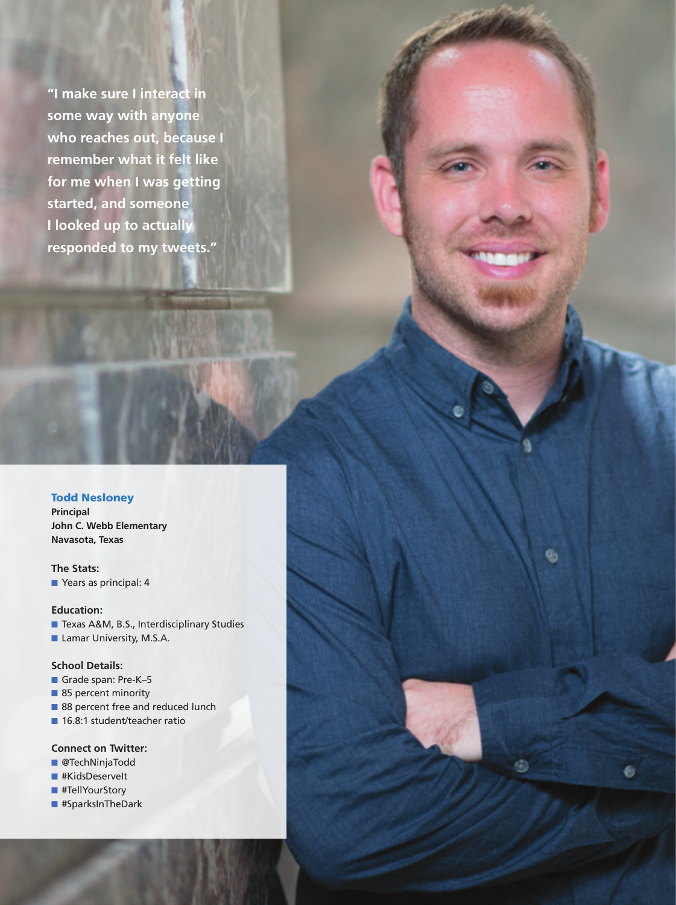"I make sure I interact in some way with anyone who reaches out, because I remember what it felt like for me when I was getting started, and someone I looked up to actually responded to my tweets."

**Todd Nesloney**
**Principal**
**John C. Webb Elementary**
**Navasota, Texas**

**The Stats:**

- Years as principal: 4

**Education:**

- Texas A&M, B.S., Interdisciplinary Studies
- Lamar University, M.S.A.

**School Details:**

- Grade span: Pre-K–5
- 85 percent minority
- 88 percent free and reduced lunch
- 16.8:1 student/teacher ratio

**Connect on Twitter:**

- @TechNinjaTodd
- #KidsDeserveIt
- #TellYourStory
- #SparksInTheDark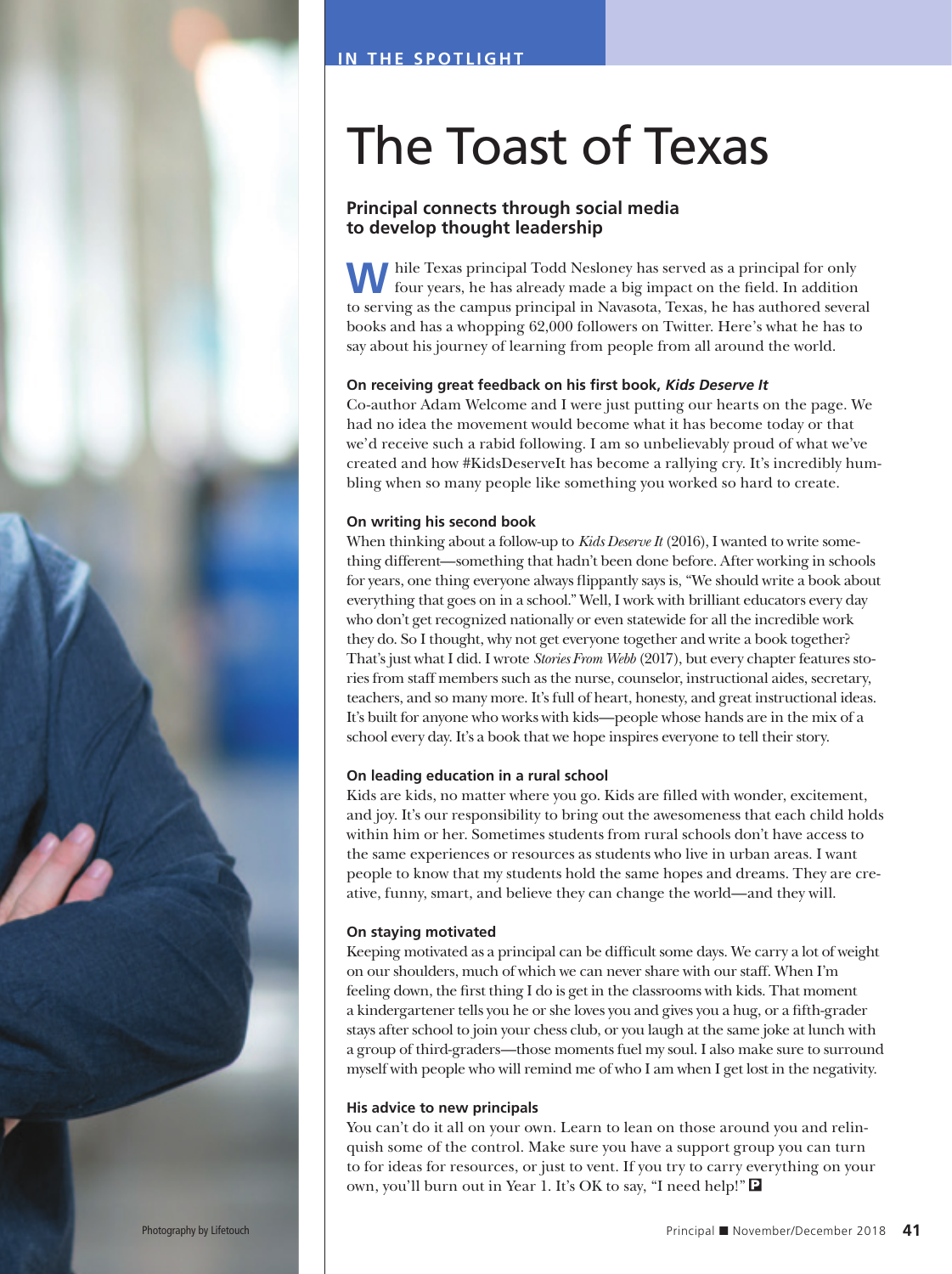IN THE SPOTLIGHT

# The Toast of Texas

## Principal connects through social media to develop thought leadership

While Texas principal Todd Nesloney has served as a principal for only four years, he has already made a big impact on the field. In addition to serving as the campus principal in Navasota, Texas, he has authored several books and has a whopping 62,000 followers on Twitter. Here's what he has to say about his journey of learning from people from all around the world.

### On receiving great feedback on his first book, *Kids Deserve It*

Co-author Adam Welcome and I were just putting our hearts on the page. We had no idea the movement would become what it has become today or that we'd receive such a rabid following. I am so unbelievably proud of what we've created and how #KidsDeserveIt has become a rallying cry. It's incredibly humbling when so many people like something you worked so hard to create.

### On writing his second book

When thinking about a follow-up to *Kids Deserve It* (2016), I wanted to write something different—something that hadn't been done before. After working in schools for years, one thing everyone always flippantly says is, "We should write a book about everything that goes on in a school." Well, I work with brilliant educators every day who don't get recognized nationally or even statewide for all the incredible work they do. So I thought, why not get everyone together and write a book together? That's just what I did. I wrote *Stories From Webb* (2017), but every chapter features stories from staff members such as the nurse, counselor, instructional aides, secretary, teachers, and so many more. It's full of heart, honesty, and great instructional ideas. It's built for anyone who works with kids—people whose hands are in the mix of a school every day. It's a book that we hope inspires everyone to tell their story.

### On leading education in a rural school

Kids are kids, no matter where you go. Kids are filled with wonder, excitement, and joy. It's our responsibility to bring out the awesomeness that each child holds within him or her. Sometimes students from rural schools don't have access to the same experiences or resources as students who live in urban areas. I want people to know that my students hold the same hopes and dreams. They are creative, funny, smart, and believe they can change the world—and they will.

### On staying motivated

Keeping motivated as a principal can be difficult some days. We carry a lot of weight on our shoulders, much of which we can never share with our staff. When I'm feeling down, the first thing I do is get in the classrooms with kids. That moment a kindergartener tells you he or she loves you and gives you a hug, or a fifth-grader stays after school to join your chess club, or you laugh at the same joke at lunch with a group of third-graders—those moments fuel my soul. I also make sure to surround myself with people who will remind me of who I am when I get lost in the negativity.

### His advice to new principals

You can't do it all on your own. Learn to lean on those around you and relinquish some of the control. Make sure you have a support group you can turn to for ideas for resources, or just to vent. If you try to carry everything on your own, you'll burn out in Year 1. It's OK to say, "I need help!"

Photography by Lifetouch